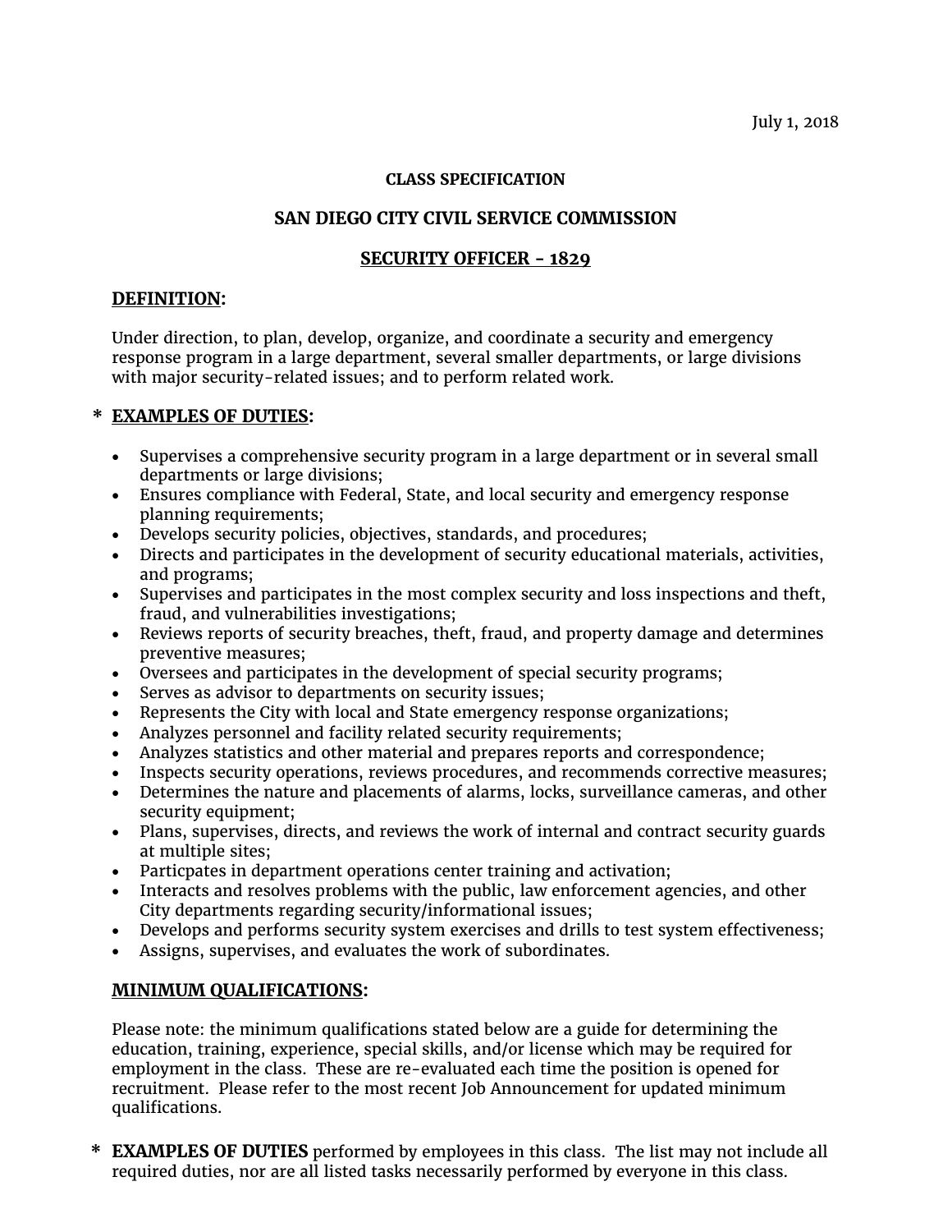July 1, 2018

**CLASS SPECIFICATION**

**SAN DIEGO CITY CIVIL SERVICE COMMISSION**

**SECURITY OFFICER - 1829**

## DEFINITION:

Under direction, to plan, develop, organize, and coordinate a security and emergency response program in a large department, several smaller departments, or large divisions with major security-related issues; and to perform related work.

## * EXAMPLES OF DUTIES:

- Supervises a comprehensive security program in a large department or in several small departments or large divisions;
- Ensures compliance with Federal, State, and local security and emergency response planning requirements;
- Develops security policies, objectives, standards, and procedures;
- Directs and participates in the development of security educational materials, activities, and programs;
- Supervises and participates in the most complex security and loss inspections and theft, fraud, and vulnerabilities investigations;
- Reviews reports of security breaches, theft, fraud, and property damage and determines preventive measures;
- Oversees and participates in the development of special security programs;
- Serves as advisor to departments on security issues;
- Represents the City with local and State emergency response organizations;
- Analyzes personnel and facility related security requirements;
- Analyzes statistics and other material and prepares reports and correspondence;
- Inspects security operations, reviews procedures, and recommends corrective measures;
- Determines the nature and placements of alarms, locks, surveillance cameras, and other security equipment;
- Plans, supervises, directs, and reviews the work of internal and contract security guards at multiple sites;
- Particpates in department operations center training and activation;
- Interacts and resolves problems with the public, law enforcement agencies, and other City departments regarding security/informational issues;
- Develops and performs security system exercises and drills to test system effectiveness;
- Assigns, supervises, and evaluates the work of subordinates.

## MINIMUM QUALIFICATIONS:

Please note: the minimum qualifications stated below are a guide for determining the education, training, experience, special skills, and/or license which may be required for employment in the class. These are re-evaluated each time the position is opened for recruitment. Please refer to the most recent Job Announcement for updated minimum qualifications.

\* **EXAMPLES OF DUTIES** performed by employees in this class. The list may not include all required duties, nor are all listed tasks necessarily performed by everyone in this class.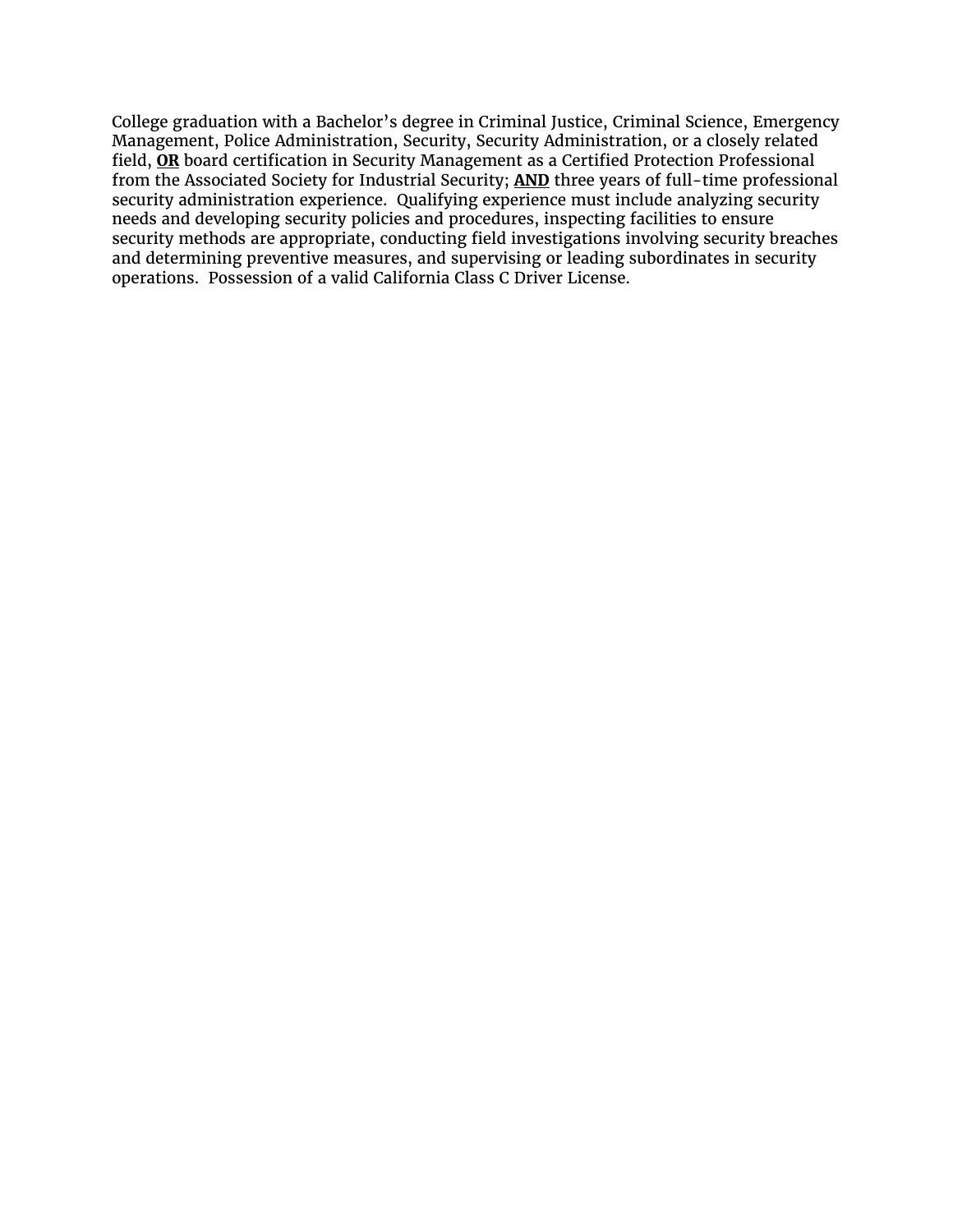College graduation with a Bachelor's degree in Criminal Justice, Criminal Science, Emergency Management, Police Administration, Security, Security Administration, or a closely related field, **<u>OR</u>** board certification in Security Management as a Certified Protection Professional from the Associated Society for Industrial Security; **<u>AND</u>** three years of full-time professional security administration experience. Qualifying experience must include analyzing security needs and developing security policies and procedures, inspecting facilities to ensure security methods are appropriate, conducting field investigations involving security breaches and determining preventive measures, and supervising or leading subordinates in security operations. Possession of a valid California Class C Driver License.